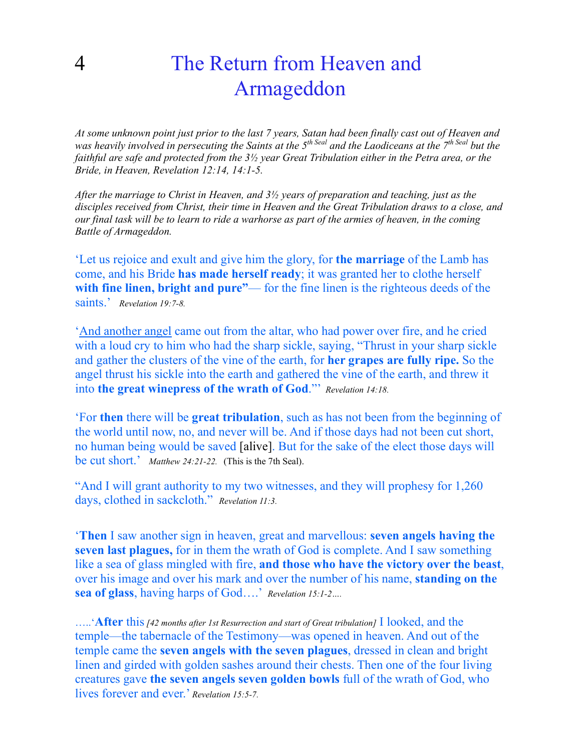# 4 The Return from Heaven and Armageddon

*At some unknown point just prior to the last 7 years, Satan had been finally cast out of Heaven and was heavily involved in persecuting the Saints at the 5th Seal and the Laodiceans at the 7th Seal but the faithful are safe and protected from the 3½ year Great Tribulation either in the Petra area, or the Bride, in Heaven, Revelation 12:14, 14:1-5.*

*After the marriage to Christ in Heaven, and 3½ years of preparation and teaching, just as the disciples received from Christ, their time in Heaven and the Great Tribulation draws to a close, and our final task will be to learn to ride a warhorse as part of the armies of heaven, in the coming Battle of Armageddon.*

'Let us rejoice and exult and give him the glory, for **the marriage** of the Lamb has come, and his Bride **has made herself ready**; it was granted her to clothe herself **with fine linen, bright and pure"**— for the fine linen is the righteous deeds of the saints.' *Revelation 19:7-8.*

'<u>And another angel</u> came out from the altar, who had power over fire, and he cried with a loud cry to him who had the sharp sickle, saying, "Thrust in your sharp sickle and gather the clusters of the vine of the earth, for **her grapes are fully ripe.** So the angel thrust his sickle into the earth and gathered the vine of the earth, and threw it into **the great winepress of the wrath of God**."' *Revelation 14:18.*

'For **then** there will be **great tribulation**, such as has not been from the beginning of the world until now, no, and never will be. And if those days had not been cut short, no human being would be saved [alive]. But for the sake of the elect those days will be cut short.' *Matthew 24:21-22.* (This is the 7th Seal).

"And I will grant authority to my two witnesses, and they will prophesy for 1,260 days, clothed in sackcloth." *Revelation 11:3.*

'**Then** I saw another sign in heaven, great and marvellous: **seven angels having the seven last plagues,** for in them the wrath of God is complete. And I saw something like a sea of glass mingled with fire, **and those who have the victory over the beast**, over his image and over his mark and over the number of his name, **standing on the sea of glass**, having harps of God….' *Revelation 15:1-2….*

…..'**After** this *[42 months after 1st Resurrection and start of Great tribulation]* I looked, and the temple—the tabernacle of the Testimony—was opened in heaven. And out of the temple came the **seven angels with the seven plagues**, dressed in clean and bright linen and girded with golden sashes around their chests. Then one of the four living creatures gave **the seven angels seven golden bowls** full of the wrath of God, who lives forever and ever.' *Revelation 15:5-7.*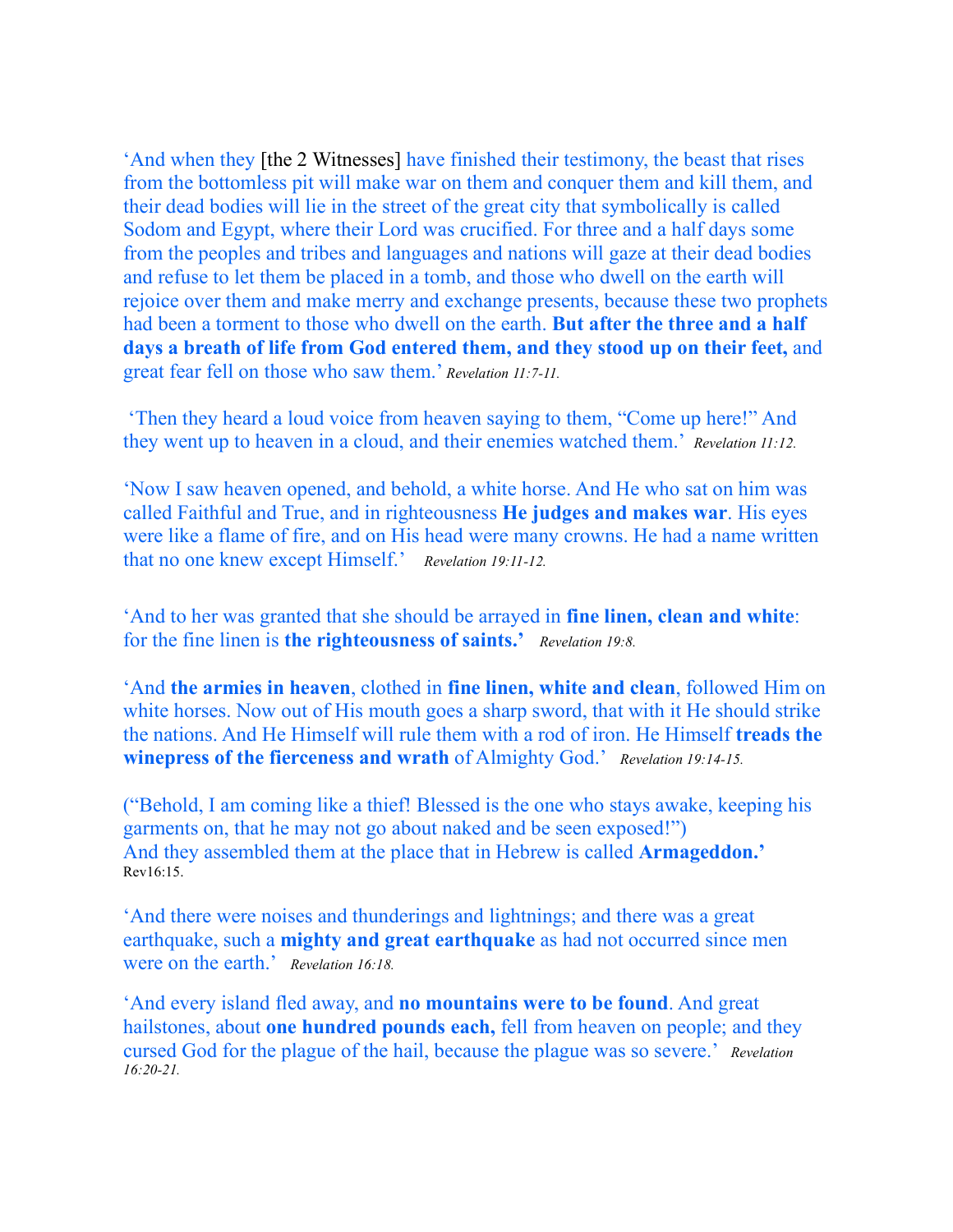‘And when they [the 2 Witnesses] have finished their testimony, the beast that rises from the bottomless pit will make war on them and conquer them and kill them, and their dead bodies will lie in the street of the great city that symbolically is called Sodom and Egypt, where their Lord was crucified. For three and a half days some from the peoples and tribes and languages and nations will gaze at their dead bodies and refuse to let them be placed in a tomb, and those who dwell on the earth will rejoice over them and make merry and exchange presents, because these two prophets had been a torment to those who dwell on the earth. **But after the three and a half days a breath of life from God entered them, and they stood up on their feet,** and great fear fell on those who saw them.’ *Revelation 11:7-11.*

‘Then they heard a loud voice from heaven saying to them, “Come up here!” And they went up to heaven in a cloud, and their enemies watched them.’ *Revelation 11:12.*

‘Now I saw heaven opened, and behold, a white horse. And He who sat on him was called Faithful and True, and in righteousness **He judges and makes war**. His eyes were like a flame of fire, and on His head were many crowns. He had a name written that no one knew except Himself.’ *Revelation 19:11-12.*

‘And to her was granted that she should be arrayed in **fine linen, clean and white**: for the fine linen is **the righteousness of saints.’** *Revelation 19:8.*

‘And **the armies in heaven**, clothed in **fine linen, white and clean**, followed Him on white horses. Now out of His mouth goes a sharp sword, that with it He should strike the nations. And He Himself will rule them with a rod of iron. He Himself **treads the winepress of the fierceness and wrath** of Almighty God.’ *Revelation 19:14-15.*

(“Behold, I am coming like a thief! Blessed is the one who stays awake, keeping his garments on, that he may not go about naked and be seen exposed!”)
And they assembled them at the place that in Hebrew is called **Armageddon.’**
Rev16:15.

‘And there were noises and thunderings and lightnings; and there was a great earthquake, such a **mighty and great earthquake** as had not occurred since men were on the earth.’ *Revelation 16:18.*

‘And every island fled away, and **no mountains were to be found**. And great hailstones, about **one hundred pounds each,** fell from heaven on people; and they cursed God for the plague of the hail, because the plague was so severe.’ *Revelation 16:20-21.*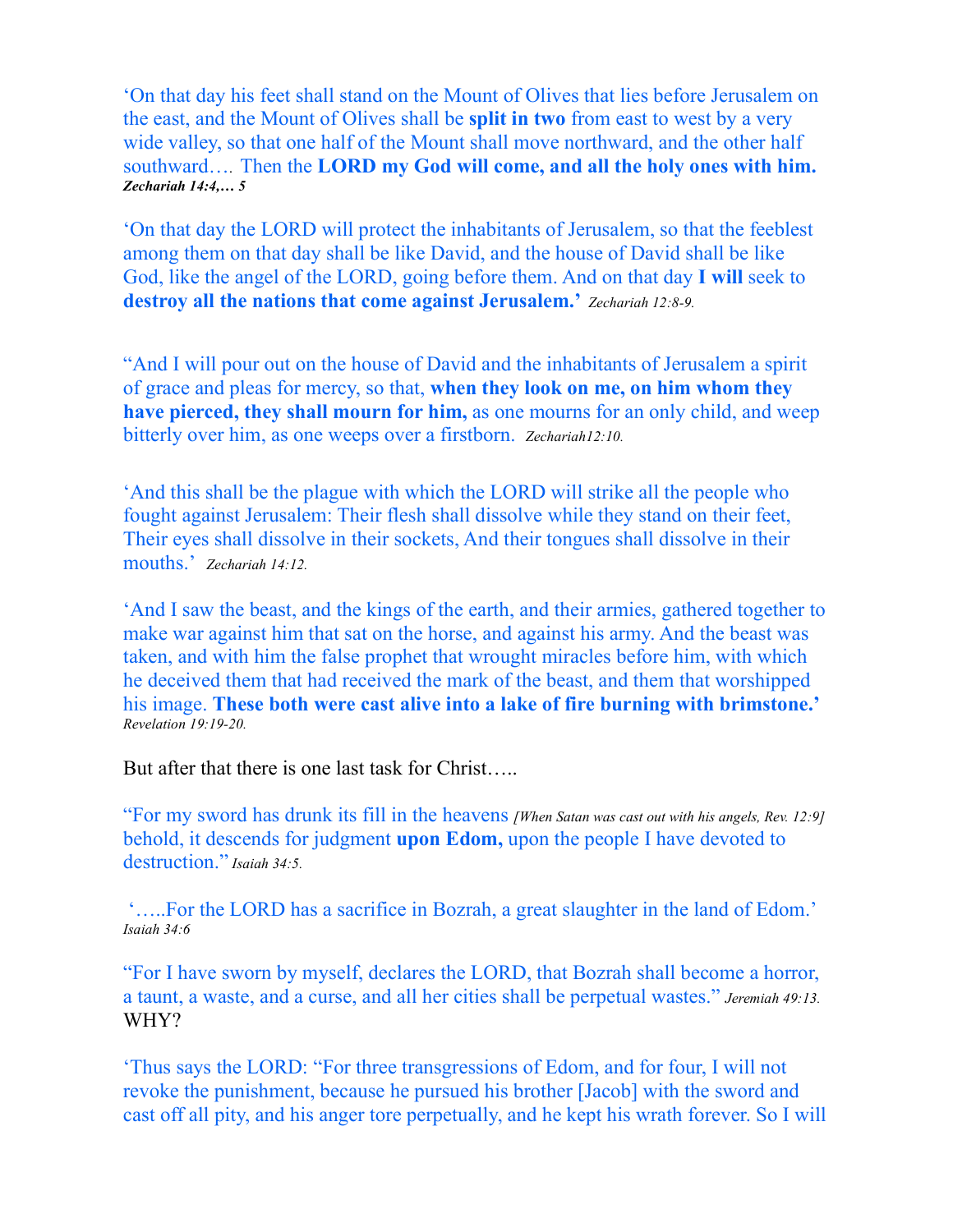'On that day his feet shall stand on the Mount of Olives that lies before Jerusalem on the east, and the Mount of Olives shall be **split in two** from east to west by a very wide valley, so that one half of the Mount shall move northward, and the other half southward…. Then the **LORD my God will come, and all the holy ones with him.** ***Zechariah 14:4,… 5***

'On that day the LORD will protect the inhabitants of Jerusalem, so that the feeblest among them on that day shall be like David, and the house of David shall be like God, like the angel of the LORD, going before them. And on that day **I will** seek to **destroy all the nations that come against Jerusalem.'** *Zechariah 12:8-9.*

"And I will pour out on the house of David and the inhabitants of Jerusalem a spirit of grace and pleas for mercy, so that, **when they look on me, on him whom they have pierced, they shall mourn for him,** as one mourns for an only child, and weep bitterly over him, as one weeps over a firstborn. *Zechariah12:10.*

'And this shall be the plague with which the LORD will strike all the people who fought against Jerusalem: Their flesh shall dissolve while they stand on their feet, Their eyes shall dissolve in their sockets, And their tongues shall dissolve in their mouths.' *Zechariah 14:12.*

'And I saw the beast, and the kings of the earth, and their armies, gathered together to make war against him that sat on the horse, and against his army. And the beast was taken, and with him the false prophet that wrought miracles before him, with which he deceived them that had received the mark of the beast, and them that worshipped his image. **These both were cast alive into a lake of fire burning with brimstone.'** *Revelation 19:19-20.*

But after that there is one last task for Christ…..

"For my sword has drunk its fill in the heavens *[When Satan was cast out with his angels, Rev. 12:9]* behold, it descends for judgment **upon Edom,** upon the people I have devoted to destruction." *Isaiah 34:5.*

'…..For the LORD has a sacrifice in Bozrah, a great slaughter in the land of Edom.' *Isaiah 34:6*

"For I have sworn by myself, declares the LORD, that Bozrah shall become a horror, a taunt, a waste, and a curse, and all her cities shall be perpetual wastes." *Jeremiah 49:13.*
WHY?

'Thus says the LORD: "For three transgressions of Edom, and for four, I will not revoke the punishment, because he pursued his brother [Jacob] with the sword and cast off all pity, and his anger tore perpetually, and he kept his wrath forever. So I will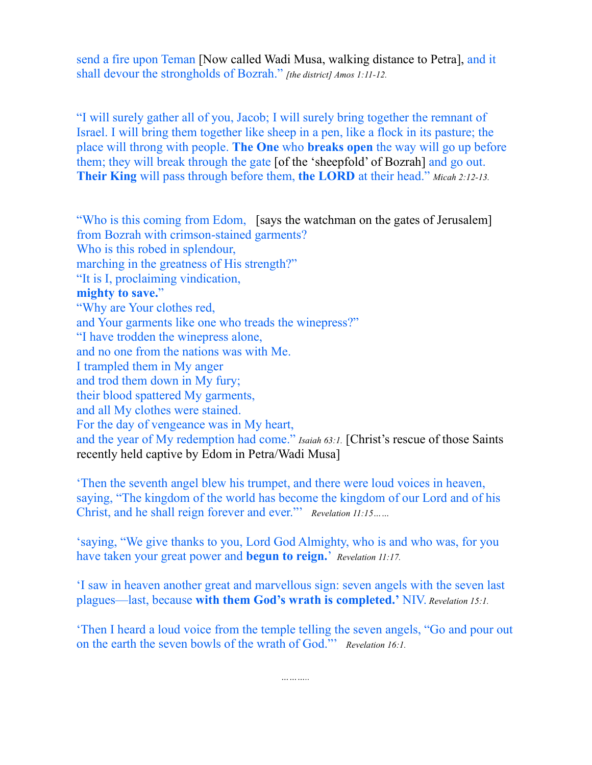send a fire upon Teman [Now called Wadi Musa, walking distance to Petra], and it shall devour the strongholds of Bozrah." *[the district] Amos 1:11-12.*

"I will surely gather all of you, Jacob; I will surely bring together the remnant of Israel. I will bring them together like sheep in a pen, like a flock in its pasture; the place will throng with people. **The One** who **breaks open** the way will go up before them; they will break through the gate [of the 'sheepfold' of Bozrah] and go out. **Their King** will pass through before them, **the LORD** at their head." *Micah 2:12-13.*

"Who is this coming from Edom, [says the watchman on the gates of Jerusalem]  
from Bozrah with crimson-stained garments?  
Who is this robed in splendour,  
marching in the greatness of His strength?"  
"It is I, proclaiming vindication,  
**mighty to save.**"  
"Why are Your clothes red,  
and Your garments like one who treads the winepress?"  
"I have trodden the winepress alone,  
and no one from the nations was with Me.  
I trampled them in My anger  
and trod them down in My fury;  
their blood spattered My garments,  
and all My clothes were stained.  
For the day of vengeance was in My heart,  
and the year of My redemption had come." *Isaiah 63:1.* [Christ's rescue of those Saints recently held captive by Edom in Petra/Wadi Musa]

'Then the seventh angel blew his trumpet, and there were loud voices in heaven, saying, "The kingdom of the world has become the kingdom of our Lord and of his Christ, and he shall reign forever and ever."' *Revelation 11:15……*

'saying, "We give thanks to you, Lord God Almighty, who is and who was, for you have taken your great power and **begun to reign.**' *Revelation 11:17.*

'I saw in heaven another great and marvellous sign: seven angels with the seven last plagues—last, because **with them God's wrath is completed.'** NIV. *Revelation 15:1.*

'Then I heard a loud voice from the temple telling the seven angels, "Go and pour out on the earth the seven bowls of the wrath of God."' *Revelation 16:1.*

………..